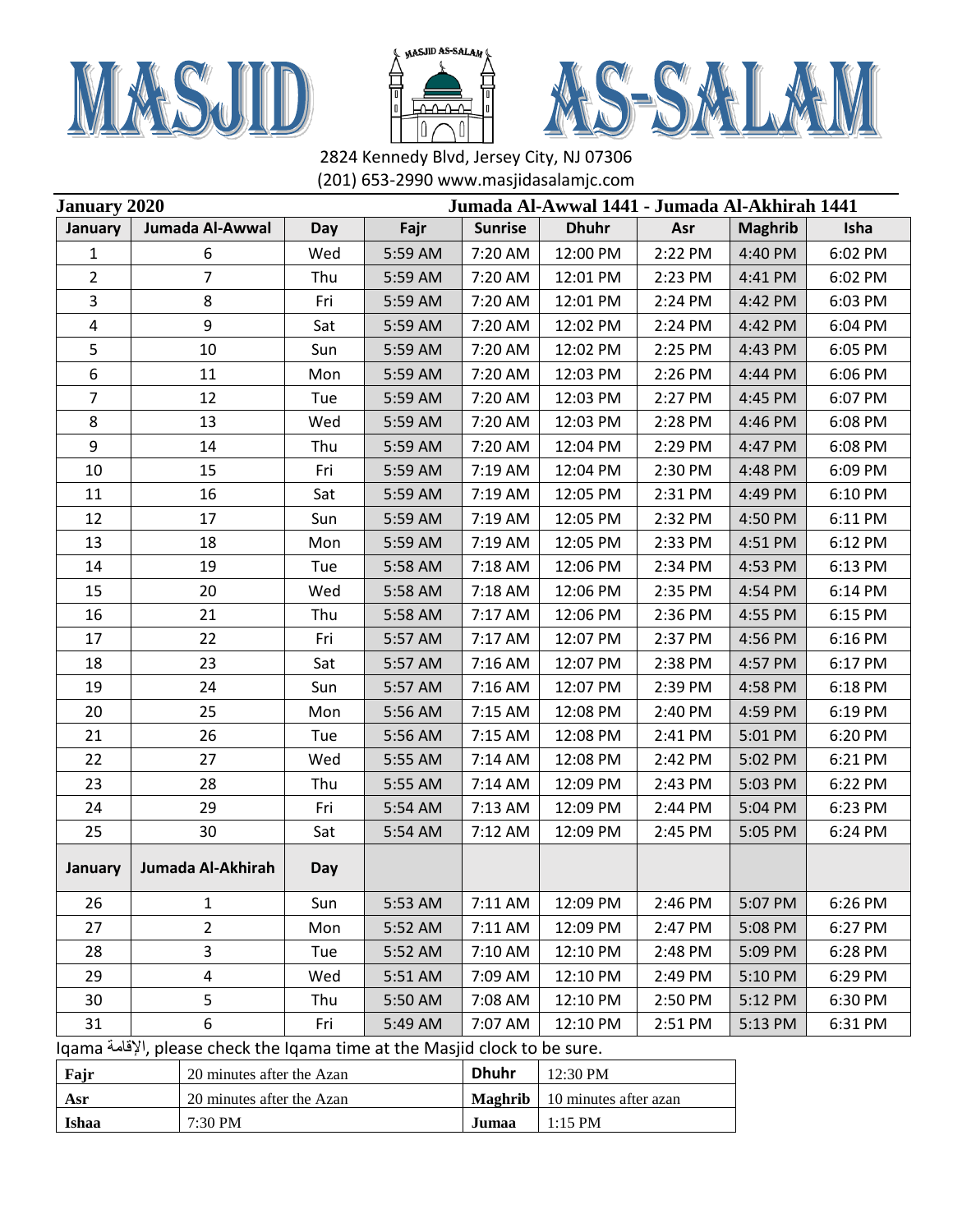# MASJID AS-SALAM

2824 Kennedy Blvd, Jersey City, NJ 07306
(201) 653-2990 www.masjidasalamjc.com

**January 2020** — **Jumada Al-Awwal 1441 - Jumada Al-Akhirah 1441**

| January | Jumada Al-Awwal | Day | Fajr | Sunrise | Dhuhr | Asr | Maghrib | Isha |
|---|---|---|---|---|---|---|---|---|
| 1 | 6 | Wed | 5:59 AM | 7:20 AM | 12:00 PM | 2:22 PM | 4:40 PM | 6:02 PM |
| 2 | 7 | Thu | 5:59 AM | 7:20 AM | 12:01 PM | 2:23 PM | 4:41 PM | 6:02 PM |
| 3 | 8 | Fri | 5:59 AM | 7:20 AM | 12:01 PM | 2:24 PM | 4:42 PM | 6:03 PM |
| 4 | 9 | Sat | 5:59 AM | 7:20 AM | 12:02 PM | 2:24 PM | 4:42 PM | 6:04 PM |
| 5 | 10 | Sun | 5:59 AM | 7:20 AM | 12:02 PM | 2:25 PM | 4:43 PM | 6:05 PM |
| 6 | 11 | Mon | 5:59 AM | 7:20 AM | 12:03 PM | 2:26 PM | 4:44 PM | 6:06 PM |
| 7 | 12 | Tue | 5:59 AM | 7:20 AM | 12:03 PM | 2:27 PM | 4:45 PM | 6:07 PM |
| 8 | 13 | Wed | 5:59 AM | 7:20 AM | 12:03 PM | 2:28 PM | 4:46 PM | 6:08 PM |
| 9 | 14 | Thu | 5:59 AM | 7:20 AM | 12:04 PM | 2:29 PM | 4:47 PM | 6:08 PM |
| 10 | 15 | Fri | 5:59 AM | 7:19 AM | 12:04 PM | 2:30 PM | 4:48 PM | 6:09 PM |
| 11 | 16 | Sat | 5:59 AM | 7:19 AM | 12:05 PM | 2:31 PM | 4:49 PM | 6:10 PM |
| 12 | 17 | Sun | 5:59 AM | 7:19 AM | 12:05 PM | 2:32 PM | 4:50 PM | 6:11 PM |
| 13 | 18 | Mon | 5:59 AM | 7:19 AM | 12:05 PM | 2:33 PM | 4:51 PM | 6:12 PM |
| 14 | 19 | Tue | 5:58 AM | 7:18 AM | 12:06 PM | 2:34 PM | 4:53 PM | 6:13 PM |
| 15 | 20 | Wed | 5:58 AM | 7:18 AM | 12:06 PM | 2:35 PM | 4:54 PM | 6:14 PM |
| 16 | 21 | Thu | 5:58 AM | 7:17 AM | 12:06 PM | 2:36 PM | 4:55 PM | 6:15 PM |
| 17 | 22 | Fri | 5:57 AM | 7:17 AM | 12:07 PM | 2:37 PM | 4:56 PM | 6:16 PM |
| 18 | 23 | Sat | 5:57 AM | 7:16 AM | 12:07 PM | 2:38 PM | 4:57 PM | 6:17 PM |
| 19 | 24 | Sun | 5:57 AM | 7:16 AM | 12:07 PM | 2:39 PM | 4:58 PM | 6:18 PM |
| 20 | 25 | Mon | 5:56 AM | 7:15 AM | 12:08 PM | 2:40 PM | 4:59 PM | 6:19 PM |
| 21 | 26 | Tue | 5:56 AM | 7:15 AM | 12:08 PM | 2:41 PM | 5:01 PM | 6:20 PM |
| 22 | 27 | Wed | 5:55 AM | 7:14 AM | 12:08 PM | 2:42 PM | 5:02 PM | 6:21 PM |
| 23 | 28 | Thu | 5:55 AM | 7:14 AM | 12:09 PM | 2:43 PM | 5:03 PM | 6:22 PM |
| 24 | 29 | Fri | 5:54 AM | 7:13 AM | 12:09 PM | 2:44 PM | 5:04 PM | 6:23 PM |
| 25 | 30 | Sat | 5:54 AM | 7:12 AM | 12:09 PM | 2:45 PM | 5:05 PM | 6:24 PM |
| **January** | **Jumada Al-Akhirah** | **Day** | | | | | | |
| 26 | 1 | Sun | 5:53 AM | 7:11 AM | 12:09 PM | 2:46 PM | 5:07 PM | 6:26 PM |
| 27 | 2 | Mon | 5:52 AM | 7:11 AM | 12:09 PM | 2:47 PM | 5:08 PM | 6:27 PM |
| 28 | 3 | Tue | 5:52 AM | 7:10 AM | 12:10 PM | 2:48 PM | 5:09 PM | 6:28 PM |
| 29 | 4 | Wed | 5:51 AM | 7:09 AM | 12:10 PM | 2:49 PM | 5:10 PM | 6:29 PM |
| 30 | 5 | Thu | 5:50 AM | 7:08 AM | 12:10 PM | 2:50 PM | 5:12 PM | 6:30 PM |
| 31 | 6 | Fri | 5:49 AM | 7:07 AM | 12:10 PM | 2:51 PM | 5:13 PM | 6:31 PM |

Iqama الإقامة, please check the Iqama time at the Masjid clock to be sure.

| | | | |
|---|---|---|---|
| **Fajr** | 20 minutes after the Azan | **Dhuhr** | 12:30 PM |
| **Asr** | 20 minutes after the Azan | **Maghrib** | 10 minutes after azan |
| **Ishaa** | 7:30 PM | **Jumaa** | 1:15 PM |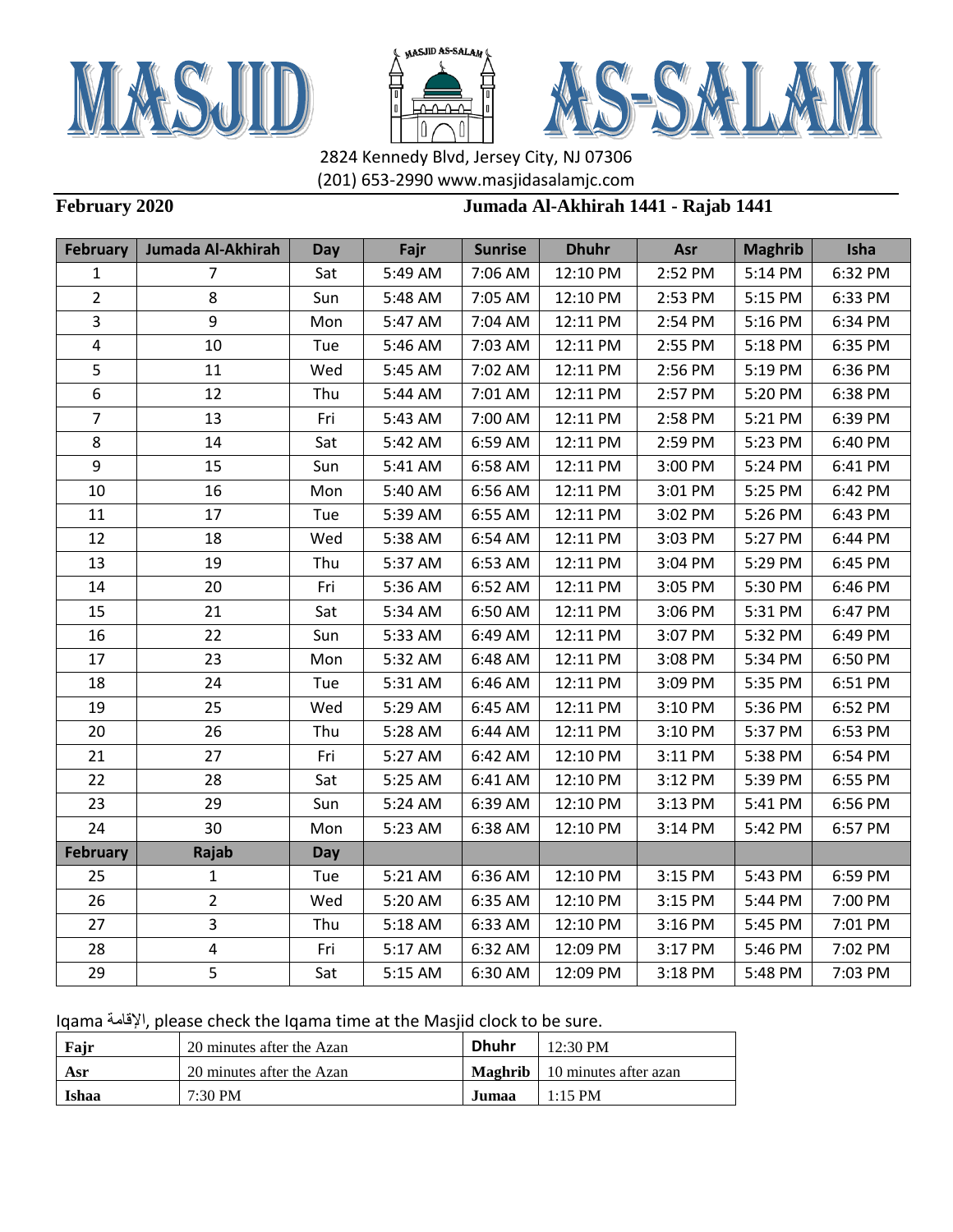# MASJID AS-SALAM

2824 Kennedy Blvd, Jersey City, NJ 07306
(201) 653-2990 www.masjidasalamjc.com

**February 2020** **Jumada Al-Akhirah 1441 - Rajab 1441**

| February | Jumada Al-Akhirah | Day | Fajr | Sunrise | Dhuhr | Asr | Maghrib | Isha |
|---|---|---|---|---|---|---|---|---|
| 1 | 7 | Sat | 5:49 AM | 7:06 AM | 12:10 PM | 2:52 PM | 5:14 PM | 6:32 PM |
| 2 | 8 | Sun | 5:48 AM | 7:05 AM | 12:10 PM | 2:53 PM | 5:15 PM | 6:33 PM |
| 3 | 9 | Mon | 5:47 AM | 7:04 AM | 12:11 PM | 2:54 PM | 5:16 PM | 6:34 PM |
| 4 | 10 | Tue | 5:46 AM | 7:03 AM | 12:11 PM | 2:55 PM | 5:18 PM | 6:35 PM |
| 5 | 11 | Wed | 5:45 AM | 7:02 AM | 12:11 PM | 2:56 PM | 5:19 PM | 6:36 PM |
| 6 | 12 | Thu | 5:44 AM | 7:01 AM | 12:11 PM | 2:57 PM | 5:20 PM | 6:38 PM |
| 7 | 13 | Fri | 5:43 AM | 7:00 AM | 12:11 PM | 2:58 PM | 5:21 PM | 6:39 PM |
| 8 | 14 | Sat | 5:42 AM | 6:59 AM | 12:11 PM | 2:59 PM | 5:23 PM | 6:40 PM |
| 9 | 15 | Sun | 5:41 AM | 6:58 AM | 12:11 PM | 3:00 PM | 5:24 PM | 6:41 PM |
| 10 | 16 | Mon | 5:40 AM | 6:56 AM | 12:11 PM | 3:01 PM | 5:25 PM | 6:42 PM |
| 11 | 17 | Tue | 5:39 AM | 6:55 AM | 12:11 PM | 3:02 PM | 5:26 PM | 6:43 PM |
| 12 | 18 | Wed | 5:38 AM | 6:54 AM | 12:11 PM | 3:03 PM | 5:27 PM | 6:44 PM |
| 13 | 19 | Thu | 5:37 AM | 6:53 AM | 12:11 PM | 3:04 PM | 5:29 PM | 6:45 PM |
| 14 | 20 | Fri | 5:36 AM | 6:52 AM | 12:11 PM | 3:05 PM | 5:30 PM | 6:46 PM |
| 15 | 21 | Sat | 5:34 AM | 6:50 AM | 12:11 PM | 3:06 PM | 5:31 PM | 6:47 PM |
| 16 | 22 | Sun | 5:33 AM | 6:49 AM | 12:11 PM | 3:07 PM | 5:32 PM | 6:49 PM |
| 17 | 23 | Mon | 5:32 AM | 6:48 AM | 12:11 PM | 3:08 PM | 5:34 PM | 6:50 PM |
| 18 | 24 | Tue | 5:31 AM | 6:46 AM | 12:11 PM | 3:09 PM | 5:35 PM | 6:51 PM |
| 19 | 25 | Wed | 5:29 AM | 6:45 AM | 12:11 PM | 3:10 PM | 5:36 PM | 6:52 PM |
| 20 | 26 | Thu | 5:28 AM | 6:44 AM | 12:11 PM | 3:10 PM | 5:37 PM | 6:53 PM |
| 21 | 27 | Fri | 5:27 AM | 6:42 AM | 12:10 PM | 3:11 PM | 5:38 PM | 6:54 PM |
| 22 | 28 | Sat | 5:25 AM | 6:41 AM | 12:10 PM | 3:12 PM | 5:39 PM | 6:55 PM |
| 23 | 29 | Sun | 5:24 AM | 6:39 AM | 12:10 PM | 3:13 PM | 5:41 PM | 6:56 PM |
| 24 | 30 | Mon | 5:23 AM | 6:38 AM | 12:10 PM | 3:14 PM | 5:42 PM | 6:57 PM |
| **February** | **Rajab** | **Day** | | | | | | |
| 25 | 1 | Tue | 5:21 AM | 6:36 AM | 12:10 PM | 3:15 PM | 5:43 PM | 6:59 PM |
| 26 | 2 | Wed | 5:20 AM | 6:35 AM | 12:10 PM | 3:15 PM | 5:44 PM | 7:00 PM |
| 27 | 3 | Thu | 5:18 AM | 6:33 AM | 12:10 PM | 3:16 PM | 5:45 PM | 7:01 PM |
| 28 | 4 | Fri | 5:17 AM | 6:32 AM | 12:09 PM | 3:17 PM | 5:46 PM | 7:02 PM |
| 29 | 5 | Sat | 5:15 AM | 6:30 AM | 12:09 PM | 3:18 PM | 5:48 PM | 7:03 PM |

Iqama الإقامة, please check the Iqama time at the Masjid clock to be sure.

| **Fajr** | 20 minutes after the Azan | **Dhuhr** | 12:30 PM |
|---|---|---|---|
| **Asr** | 20 minutes after the Azan | **Maghrib** | 10 minutes after azan |
| **Ishaa** | 7:30 PM | **Jumaa** | 1:15 PM |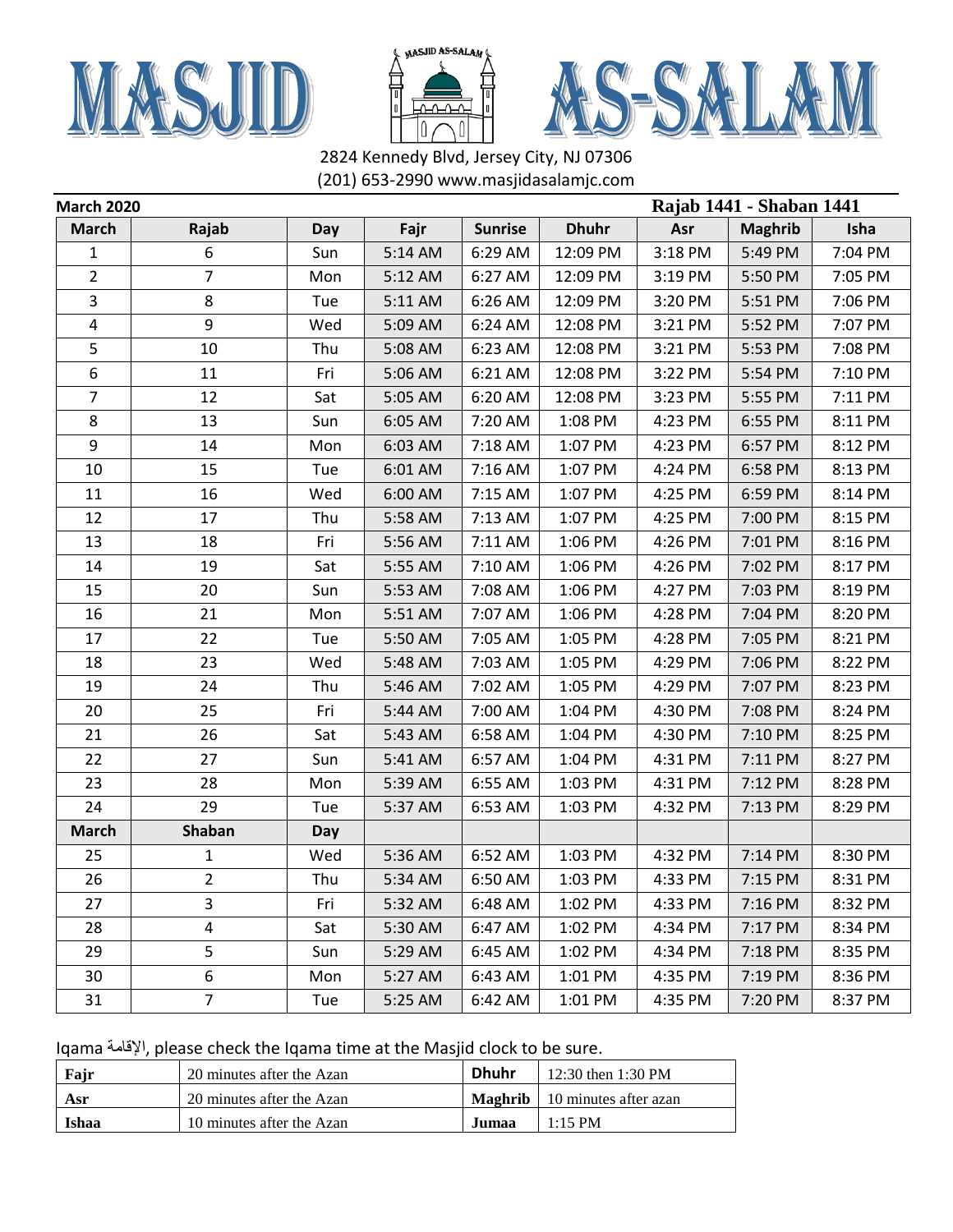# MASJID AS-SALAM

2824 Kennedy Blvd, Jersey City, NJ 07306
(201) 653-2990 www.masjidasalamjc.com

**March 2020** **Rajab 1441 - Shaban 1441**

| March | Rajab | Day | Fajr | Sunrise | Dhuhr | Asr | Maghrib | Isha |
|---|---|---|---|---|---|---|---|---|
| 1 | 6 | Sun | 5:14 AM | 6:29 AM | 12:09 PM | 3:18 PM | 5:49 PM | 7:04 PM |
| 2 | 7 | Mon | 5:12 AM | 6:27 AM | 12:09 PM | 3:19 PM | 5:50 PM | 7:05 PM |
| 3 | 8 | Tue | 5:11 AM | 6:26 AM | 12:09 PM | 3:20 PM | 5:51 PM | 7:06 PM |
| 4 | 9 | Wed | 5:09 AM | 6:24 AM | 12:08 PM | 3:21 PM | 5:52 PM | 7:07 PM |
| 5 | 10 | Thu | 5:08 AM | 6:23 AM | 12:08 PM | 3:21 PM | 5:53 PM | 7:08 PM |
| 6 | 11 | Fri | 5:06 AM | 6:21 AM | 12:08 PM | 3:22 PM | 5:54 PM | 7:10 PM |
| 7 | 12 | Sat | 5:05 AM | 6:20 AM | 12:08 PM | 3:23 PM | 5:55 PM | 7:11 PM |
| 8 | 13 | Sun | 6:05 AM | 7:20 AM | 1:08 PM | 4:23 PM | 6:55 PM | 8:11 PM |
| 9 | 14 | Mon | 6:03 AM | 7:18 AM | 1:07 PM | 4:23 PM | 6:57 PM | 8:12 PM |
| 10 | 15 | Tue | 6:01 AM | 7:16 AM | 1:07 PM | 4:24 PM | 6:58 PM | 8:13 PM |
| 11 | 16 | Wed | 6:00 AM | 7:15 AM | 1:07 PM | 4:25 PM | 6:59 PM | 8:14 PM |
| 12 | 17 | Thu | 5:58 AM | 7:13 AM | 1:07 PM | 4:25 PM | 7:00 PM | 8:15 PM |
| 13 | 18 | Fri | 5:56 AM | 7:11 AM | 1:06 PM | 4:26 PM | 7:01 PM | 8:16 PM |
| 14 | 19 | Sat | 5:55 AM | 7:10 AM | 1:06 PM | 4:26 PM | 7:02 PM | 8:17 PM |
| 15 | 20 | Sun | 5:53 AM | 7:08 AM | 1:06 PM | 4:27 PM | 7:03 PM | 8:19 PM |
| 16 | 21 | Mon | 5:51 AM | 7:07 AM | 1:06 PM | 4:28 PM | 7:04 PM | 8:20 PM |
| 17 | 22 | Tue | 5:50 AM | 7:05 AM | 1:05 PM | 4:28 PM | 7:05 PM | 8:21 PM |
| 18 | 23 | Wed | 5:48 AM | 7:03 AM | 1:05 PM | 4:29 PM | 7:06 PM | 8:22 PM |
| 19 | 24 | Thu | 5:46 AM | 7:02 AM | 1:05 PM | 4:29 PM | 7:07 PM | 8:23 PM |
| 20 | 25 | Fri | 5:44 AM | 7:00 AM | 1:04 PM | 4:30 PM | 7:08 PM | 8:24 PM |
| 21 | 26 | Sat | 5:43 AM | 6:58 AM | 1:04 PM | 4:30 PM | 7:10 PM | 8:25 PM |
| 22 | 27 | Sun | 5:41 AM | 6:57 AM | 1:04 PM | 4:31 PM | 7:11 PM | 8:27 PM |
| 23 | 28 | Mon | 5:39 AM | 6:55 AM | 1:03 PM | 4:31 PM | 7:12 PM | 8:28 PM |
| 24 | 29 | Tue | 5:37 AM | 6:53 AM | 1:03 PM | 4:32 PM | 7:13 PM | 8:29 PM |
| **March** | **Shaban** | **Day** | | | | | | |
| 25 | 1 | Wed | 5:36 AM | 6:52 AM | 1:03 PM | 4:32 PM | 7:14 PM | 8:30 PM |
| 26 | 2 | Thu | 5:34 AM | 6:50 AM | 1:03 PM | 4:33 PM | 7:15 PM | 8:31 PM |
| 27 | 3 | Fri | 5:32 AM | 6:48 AM | 1:02 PM | 4:33 PM | 7:16 PM | 8:32 PM |
| 28 | 4 | Sat | 5:30 AM | 6:47 AM | 1:02 PM | 4:34 PM | 7:17 PM | 8:34 PM |
| 29 | 5 | Sun | 5:29 AM | 6:45 AM | 1:02 PM | 4:34 PM | 7:18 PM | 8:35 PM |
| 30 | 6 | Mon | 5:27 AM | 6:43 AM | 1:01 PM | 4:35 PM | 7:19 PM | 8:36 PM |
| 31 | 7 | Tue | 5:25 AM | 6:42 AM | 1:01 PM | 4:35 PM | 7:20 PM | 8:37 PM |

Iqama الإقامة, please check the Iqama time at the Masjid clock to be sure.

| | | | |
|---|---|---|---|
| **Fajr** | 20 minutes after the Azan | **Dhuhr** | 12:30 then 1:30 PM |
| **Asr** | 20 minutes after the Azan | **Maghrib** | 10 minutes after azan |
| **Ishaa** | 10 minutes after the Azan | **Jumaa** | 1:15 PM |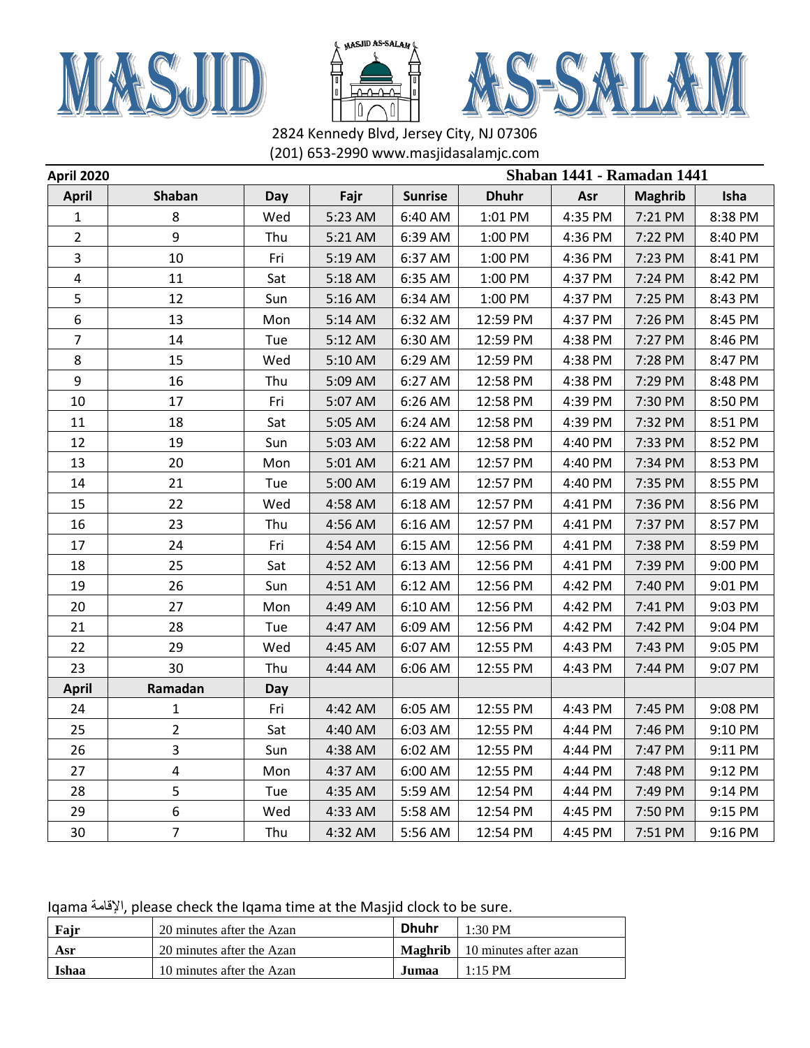# MASJID AS-SALAM

2824 Kennedy Blvd, Jersey City, NJ 07306
(201) 653-2990 www.masjidasalamjc.com

**April 2020** **Shaban 1441 - Ramadan 1441**

| April | Shaban | Day | Fajr | Sunrise | Dhuhr | Asr | Maghrib | Isha |
|---|---|---|---|---|---|---|---|---|
| 1 | 8 | Wed | 5:23 AM | 6:40 AM | 1:01 PM | 4:35 PM | 7:21 PM | 8:38 PM |
| 2 | 9 | Thu | 5:21 AM | 6:39 AM | 1:00 PM | 4:36 PM | 7:22 PM | 8:40 PM |
| 3 | 10 | Fri | 5:19 AM | 6:37 AM | 1:00 PM | 4:36 PM | 7:23 PM | 8:41 PM |
| 4 | 11 | Sat | 5:18 AM | 6:35 AM | 1:00 PM | 4:37 PM | 7:24 PM | 8:42 PM |
| 5 | 12 | Sun | 5:16 AM | 6:34 AM | 1:00 PM | 4:37 PM | 7:25 PM | 8:43 PM |
| 6 | 13 | Mon | 5:14 AM | 6:32 AM | 12:59 PM | 4:37 PM | 7:26 PM | 8:45 PM |
| 7 | 14 | Tue | 5:12 AM | 6:30 AM | 12:59 PM | 4:38 PM | 7:27 PM | 8:46 PM |
| 8 | 15 | Wed | 5:10 AM | 6:29 AM | 12:59 PM | 4:38 PM | 7:28 PM | 8:47 PM |
| 9 | 16 | Thu | 5:09 AM | 6:27 AM | 12:58 PM | 4:38 PM | 7:29 PM | 8:48 PM |
| 10 | 17 | Fri | 5:07 AM | 6:26 AM | 12:58 PM | 4:39 PM | 7:30 PM | 8:50 PM |
| 11 | 18 | Sat | 5:05 AM | 6:24 AM | 12:58 PM | 4:39 PM | 7:32 PM | 8:51 PM |
| 12 | 19 | Sun | 5:03 AM | 6:22 AM | 12:58 PM | 4:40 PM | 7:33 PM | 8:52 PM |
| 13 | 20 | Mon | 5:01 AM | 6:21 AM | 12:57 PM | 4:40 PM | 7:34 PM | 8:53 PM |
| 14 | 21 | Tue | 5:00 AM | 6:19 AM | 12:57 PM | 4:40 PM | 7:35 PM | 8:55 PM |
| 15 | 22 | Wed | 4:58 AM | 6:18 AM | 12:57 PM | 4:41 PM | 7:36 PM | 8:56 PM |
| 16 | 23 | Thu | 4:56 AM | 6:16 AM | 12:57 PM | 4:41 PM | 7:37 PM | 8:57 PM |
| 17 | 24 | Fri | 4:54 AM | 6:15 AM | 12:56 PM | 4:41 PM | 7:38 PM | 8:59 PM |
| 18 | 25 | Sat | 4:52 AM | 6:13 AM | 12:56 PM | 4:41 PM | 7:39 PM | 9:00 PM |
| 19 | 26 | Sun | 4:51 AM | 6:12 AM | 12:56 PM | 4:42 PM | 7:40 PM | 9:01 PM |
| 20 | 27 | Mon | 4:49 AM | 6:10 AM | 12:56 PM | 4:42 PM | 7:41 PM | 9:03 PM |
| 21 | 28 | Tue | 4:47 AM | 6:09 AM | 12:56 PM | 4:42 PM | 7:42 PM | 9:04 PM |
| 22 | 29 | Wed | 4:45 AM | 6:07 AM | 12:55 PM | 4:43 PM | 7:43 PM | 9:05 PM |
| 23 | 30 | Thu | 4:44 AM | 6:06 AM | 12:55 PM | 4:43 PM | 7:44 PM | 9:07 PM |
| **April** | **Ramadan** | **Day** | | | | | | |
| 24 | 1 | Fri | 4:42 AM | 6:05 AM | 12:55 PM | 4:43 PM | 7:45 PM | 9:08 PM |
| 25 | 2 | Sat | 4:40 AM | 6:03 AM | 12:55 PM | 4:44 PM | 7:46 PM | 9:10 PM |
| 26 | 3 | Sun | 4:38 AM | 6:02 AM | 12:55 PM | 4:44 PM | 7:47 PM | 9:11 PM |
| 27 | 4 | Mon | 4:37 AM | 6:00 AM | 12:55 PM | 4:44 PM | 7:48 PM | 9:12 PM |
| 28 | 5 | Tue | 4:35 AM | 5:59 AM | 12:54 PM | 4:44 PM | 7:49 PM | 9:14 PM |
| 29 | 6 | Wed | 4:33 AM | 5:58 AM | 12:54 PM | 4:45 PM | 7:50 PM | 9:15 PM |
| 30 | 7 | Thu | 4:32 AM | 5:56 AM | 12:54 PM | 4:45 PM | 7:51 PM | 9:16 PM |

Iqama الإقامة, please check the Iqama time at the Masjid clock to be sure.

| | | | |
|---|---|---|---|
| **Fajr** | 20 minutes after the Azan | **Dhuhr** | 1:30 PM |
| **Asr** | 20 minutes after the Azan | **Maghrib** | 10 minutes after azan |
| **Ishaa** | 10 minutes after the Azan | **Jumaa** | 1:15 PM |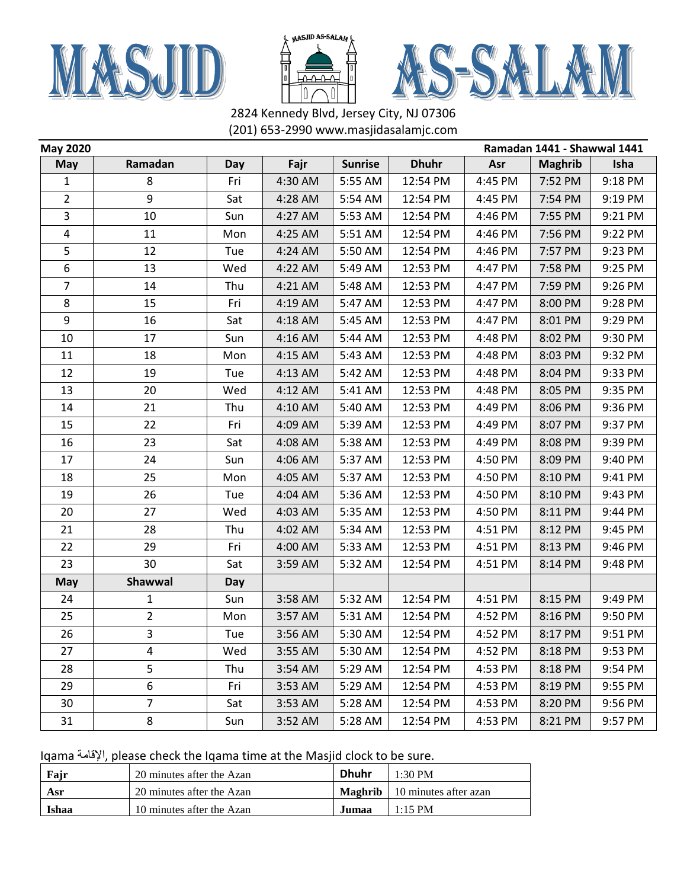# MASJID AS-SALAM

2824 Kennedy Blvd, Jersey City, NJ 07306
(201) 653-2990 www.masjidasalamjc.com

**May 2020** **Ramadan 1441 - Shawwal 1441**

| May | Ramadan | Day | Fajr | Sunrise | Dhuhr | Asr | Maghrib | Isha |
|---|---|---|---|---|---|---|---|---|
| 1 | 8 | Fri | 4:30 AM | 5:55 AM | 12:54 PM | 4:45 PM | 7:52 PM | 9:18 PM |
| 2 | 9 | Sat | 4:28 AM | 5:54 AM | 12:54 PM | 4:45 PM | 7:54 PM | 9:19 PM |
| 3 | 10 | Sun | 4:27 AM | 5:53 AM | 12:54 PM | 4:46 PM | 7:55 PM | 9:21 PM |
| 4 | 11 | Mon | 4:25 AM | 5:51 AM | 12:54 PM | 4:46 PM | 7:56 PM | 9:22 PM |
| 5 | 12 | Tue | 4:24 AM | 5:50 AM | 12:54 PM | 4:46 PM | 7:57 PM | 9:23 PM |
| 6 | 13 | Wed | 4:22 AM | 5:49 AM | 12:53 PM | 4:47 PM | 7:58 PM | 9:25 PM |
| 7 | 14 | Thu | 4:21 AM | 5:48 AM | 12:53 PM | 4:47 PM | 7:59 PM | 9:26 PM |
| 8 | 15 | Fri | 4:19 AM | 5:47 AM | 12:53 PM | 4:47 PM | 8:00 PM | 9:28 PM |
| 9 | 16 | Sat | 4:18 AM | 5:45 AM | 12:53 PM | 4:47 PM | 8:01 PM | 9:29 PM |
| 10 | 17 | Sun | 4:16 AM | 5:44 AM | 12:53 PM | 4:48 PM | 8:02 PM | 9:30 PM |
| 11 | 18 | Mon | 4:15 AM | 5:43 AM | 12:53 PM | 4:48 PM | 8:03 PM | 9:32 PM |
| 12 | 19 | Tue | 4:13 AM | 5:42 AM | 12:53 PM | 4:48 PM | 8:04 PM | 9:33 PM |
| 13 | 20 | Wed | 4:12 AM | 5:41 AM | 12:53 PM | 4:48 PM | 8:05 PM | 9:35 PM |
| 14 | 21 | Thu | 4:10 AM | 5:40 AM | 12:53 PM | 4:49 PM | 8:06 PM | 9:36 PM |
| 15 | 22 | Fri | 4:09 AM | 5:39 AM | 12:53 PM | 4:49 PM | 8:07 PM | 9:37 PM |
| 16 | 23 | Sat | 4:08 AM | 5:38 AM | 12:53 PM | 4:49 PM | 8:08 PM | 9:39 PM |
| 17 | 24 | Sun | 4:06 AM | 5:37 AM | 12:53 PM | 4:50 PM | 8:09 PM | 9:40 PM |
| 18 | 25 | Mon | 4:05 AM | 5:37 AM | 12:53 PM | 4:50 PM | 8:10 PM | 9:41 PM |
| 19 | 26 | Tue | 4:04 AM | 5:36 AM | 12:53 PM | 4:50 PM | 8:10 PM | 9:43 PM |
| 20 | 27 | Wed | 4:03 AM | 5:35 AM | 12:53 PM | 4:50 PM | 8:11 PM | 9:44 PM |
| 21 | 28 | Thu | 4:02 AM | 5:34 AM | 12:53 PM | 4:51 PM | 8:12 PM | 9:45 PM |
| 22 | 29 | Fri | 4:00 AM | 5:33 AM | 12:53 PM | 4:51 PM | 8:13 PM | 9:46 PM |
| 23 | 30 | Sat | 3:59 AM | 5:32 AM | 12:54 PM | 4:51 PM | 8:14 PM | 9:48 PM |
| **May** | **Shawwal** | **Day** | | | | | | |
| 24 | 1 | Sun | 3:58 AM | 5:32 AM | 12:54 PM | 4:51 PM | 8:15 PM | 9:49 PM |
| 25 | 2 | Mon | 3:57 AM | 5:31 AM | 12:54 PM | 4:52 PM | 8:16 PM | 9:50 PM |
| 26 | 3 | Tue | 3:56 AM | 5:30 AM | 12:54 PM | 4:52 PM | 8:17 PM | 9:51 PM |
| 27 | 4 | Wed | 3:55 AM | 5:30 AM | 12:54 PM | 4:52 PM | 8:18 PM | 9:53 PM |
| 28 | 5 | Thu | 3:54 AM | 5:29 AM | 12:54 PM | 4:53 PM | 8:18 PM | 9:54 PM |
| 29 | 6 | Fri | 3:53 AM | 5:29 AM | 12:54 PM | 4:53 PM | 8:19 PM | 9:55 PM |
| 30 | 7 | Sat | 3:53 AM | 5:28 AM | 12:54 PM | 4:53 PM | 8:20 PM | 9:56 PM |
| 31 | 8 | Sun | 3:52 AM | 5:28 AM | 12:54 PM | 4:53 PM | 8:21 PM | 9:57 PM |

Iqama الإقامة, please check the Iqama time at the Masjid clock to be sure.

| **Fajr** | 20 minutes after the Azan | **Dhuhr** | 1:30 PM |
|---|---|---|---|
| **Asr** | 20 minutes after the Azan | **Maghrib** | 10 minutes after azan |
| **Ishaa** | 10 minutes after the Azan | **Jumaa** | 1:15 PM |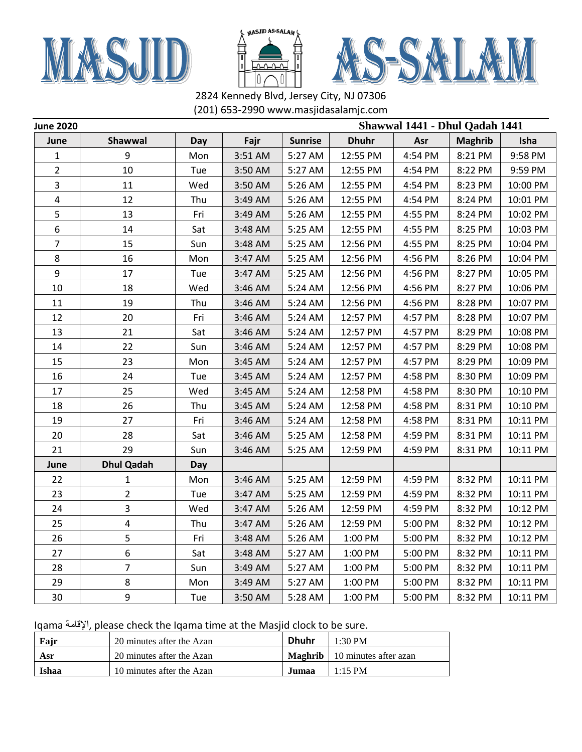# MASJID AS-SALAM

2824 Kennedy Blvd, Jersey City, NJ 07306
(201) 653-2990 www.masjidasalamjc.com

**June 2020** **Shawwal 1441 - Dhul Qadah 1441**

| June | Shawwal | Day | Fajr | Sunrise | Dhuhr | Asr | Maghrib | Isha |
|---|---|---|---|---|---|---|---|---|
| 1 | 9 | Mon | 3:51 AM | 5:27 AM | 12:55 PM | 4:54 PM | 8:21 PM | 9:58 PM |
| 2 | 10 | Tue | 3:50 AM | 5:27 AM | 12:55 PM | 4:54 PM | 8:22 PM | 9:59 PM |
| 3 | 11 | Wed | 3:50 AM | 5:26 AM | 12:55 PM | 4:54 PM | 8:23 PM | 10:00 PM |
| 4 | 12 | Thu | 3:49 AM | 5:26 AM | 12:55 PM | 4:54 PM | 8:24 PM | 10:01 PM |
| 5 | 13 | Fri | 3:49 AM | 5:26 AM | 12:55 PM | 4:55 PM | 8:24 PM | 10:02 PM |
| 6 | 14 | Sat | 3:48 AM | 5:25 AM | 12:55 PM | 4:55 PM | 8:25 PM | 10:03 PM |
| 7 | 15 | Sun | 3:48 AM | 5:25 AM | 12:56 PM | 4:55 PM | 8:25 PM | 10:04 PM |
| 8 | 16 | Mon | 3:47 AM | 5:25 AM | 12:56 PM | 4:56 PM | 8:26 PM | 10:04 PM |
| 9 | 17 | Tue | 3:47 AM | 5:25 AM | 12:56 PM | 4:56 PM | 8:27 PM | 10:05 PM |
| 10 | 18 | Wed | 3:46 AM | 5:24 AM | 12:56 PM | 4:56 PM | 8:27 PM | 10:06 PM |
| 11 | 19 | Thu | 3:46 AM | 5:24 AM | 12:56 PM | 4:56 PM | 8:28 PM | 10:07 PM |
| 12 | 20 | Fri | 3:46 AM | 5:24 AM | 12:57 PM | 4:57 PM | 8:28 PM | 10:07 PM |
| 13 | 21 | Sat | 3:46 AM | 5:24 AM | 12:57 PM | 4:57 PM | 8:29 PM | 10:08 PM |
| 14 | 22 | Sun | 3:46 AM | 5:24 AM | 12:57 PM | 4:57 PM | 8:29 PM | 10:08 PM |
| 15 | 23 | Mon | 3:45 AM | 5:24 AM | 12:57 PM | 4:57 PM | 8:29 PM | 10:09 PM |
| 16 | 24 | Tue | 3:45 AM | 5:24 AM | 12:57 PM | 4:58 PM | 8:30 PM | 10:09 PM |
| 17 | 25 | Wed | 3:45 AM | 5:24 AM | 12:58 PM | 4:58 PM | 8:30 PM | 10:10 PM |
| 18 | 26 | Thu | 3:45 AM | 5:24 AM | 12:58 PM | 4:58 PM | 8:31 PM | 10:10 PM |
| 19 | 27 | Fri | 3:46 AM | 5:24 AM | 12:58 PM | 4:58 PM | 8:31 PM | 10:11 PM |
| 20 | 28 | Sat | 3:46 AM | 5:25 AM | 12:58 PM | 4:59 PM | 8:31 PM | 10:11 PM |
| 21 | 29 | Sun | 3:46 AM | 5:25 AM | 12:59 PM | 4:59 PM | 8:31 PM | 10:11 PM |
| **June** | **Dhul Qadah** | **Day** | | | | | | |
| 22 | 1 | Mon | 3:46 AM | 5:25 AM | 12:59 PM | 4:59 PM | 8:32 PM | 10:11 PM |
| 23 | 2 | Tue | 3:47 AM | 5:25 AM | 12:59 PM | 4:59 PM | 8:32 PM | 10:11 PM |
| 24 | 3 | Wed | 3:47 AM | 5:26 AM | 12:59 PM | 4:59 PM | 8:32 PM | 10:12 PM |
| 25 | 4 | Thu | 3:47 AM | 5:26 AM | 12:59 PM | 5:00 PM | 8:32 PM | 10:12 PM |
| 26 | 5 | Fri | 3:48 AM | 5:26 AM | 1:00 PM | 5:00 PM | 8:32 PM | 10:12 PM |
| 27 | 6 | Sat | 3:48 AM | 5:27 AM | 1:00 PM | 5:00 PM | 8:32 PM | 10:11 PM |
| 28 | 7 | Sun | 3:49 AM | 5:27 AM | 1:00 PM | 5:00 PM | 8:32 PM | 10:11 PM |
| 29 | 8 | Mon | 3:49 AM | 5:27 AM | 1:00 PM | 5:00 PM | 8:32 PM | 10:11 PM |
| 30 | 9 | Tue | 3:50 AM | 5:28 AM | 1:00 PM | 5:00 PM | 8:32 PM | 10:11 PM |

Iqama الإقامة, please check the Iqama time at the Masjid clock to be sure.

| | | | |
|---|---|---|---|
| **Fajr** | 20 minutes after the Azan | **Dhuhr** | 1:30 PM |
| **Asr** | 20 minutes after the Azan | **Maghrib** | 10 minutes after azan |
| **Ishaa** | 10 minutes after the Azan | **Jumaa** | 1:15 PM |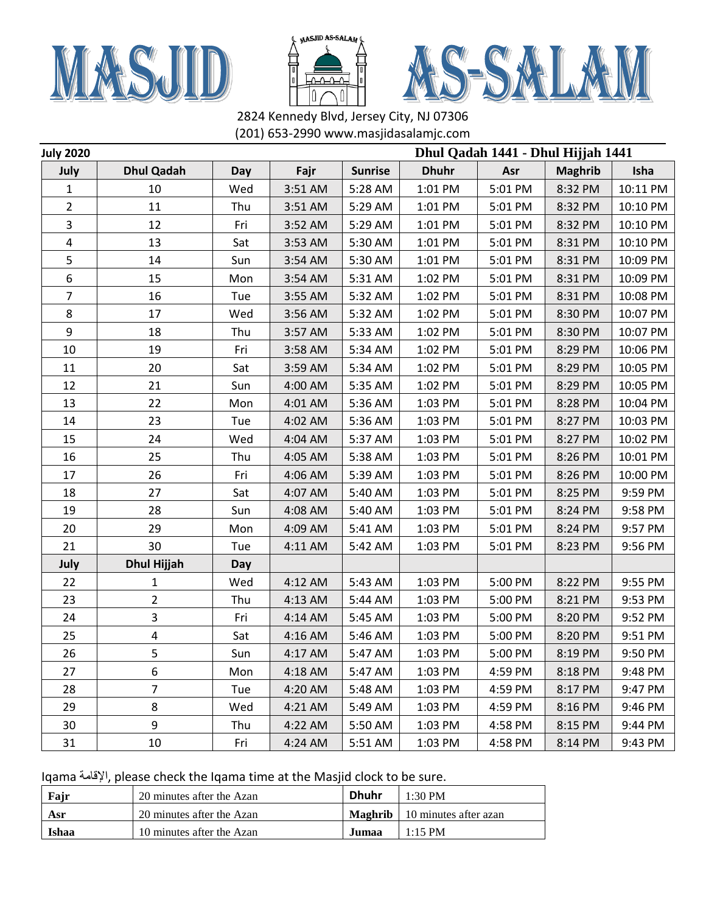# MASJID AS-SALAM

2824 Kennedy Blvd, Jersey City, NJ 07306
(201) 653-2990 www.masjidasalamjc.com

**July 2020** | **Dhul Qadah 1441 - Dhul Hijjah 1441**

| July | Dhul Qadah | Day | Fajr | Sunrise | Dhuhr | Asr | Maghrib | Isha |
|---|---|---|---|---|---|---|---|---|
| 1 | 10 | Wed | 3:51 AM | 5:28 AM | 1:01 PM | 5:01 PM | 8:32 PM | 10:11 PM |
| 2 | 11 | Thu | 3:51 AM | 5:29 AM | 1:01 PM | 5:01 PM | 8:32 PM | 10:10 PM |
| 3 | 12 | Fri | 3:52 AM | 5:29 AM | 1:01 PM | 5:01 PM | 8:32 PM | 10:10 PM |
| 4 | 13 | Sat | 3:53 AM | 5:30 AM | 1:01 PM | 5:01 PM | 8:31 PM | 10:10 PM |
| 5 | 14 | Sun | 3:54 AM | 5:30 AM | 1:01 PM | 5:01 PM | 8:31 PM | 10:09 PM |
| 6 | 15 | Mon | 3:54 AM | 5:31 AM | 1:02 PM | 5:01 PM | 8:31 PM | 10:09 PM |
| 7 | 16 | Tue | 3:55 AM | 5:32 AM | 1:02 PM | 5:01 PM | 8:31 PM | 10:08 PM |
| 8 | 17 | Wed | 3:56 AM | 5:32 AM | 1:02 PM | 5:01 PM | 8:30 PM | 10:07 PM |
| 9 | 18 | Thu | 3:57 AM | 5:33 AM | 1:02 PM | 5:01 PM | 8:30 PM | 10:07 PM |
| 10 | 19 | Fri | 3:58 AM | 5:34 AM | 1:02 PM | 5:01 PM | 8:29 PM | 10:06 PM |
| 11 | 20 | Sat | 3:59 AM | 5:34 AM | 1:02 PM | 5:01 PM | 8:29 PM | 10:05 PM |
| 12 | 21 | Sun | 4:00 AM | 5:35 AM | 1:02 PM | 5:01 PM | 8:29 PM | 10:05 PM |
| 13 | 22 | Mon | 4:01 AM | 5:36 AM | 1:03 PM | 5:01 PM | 8:28 PM | 10:04 PM |
| 14 | 23 | Tue | 4:02 AM | 5:36 AM | 1:03 PM | 5:01 PM | 8:27 PM | 10:03 PM |
| 15 | 24 | Wed | 4:04 AM | 5:37 AM | 1:03 PM | 5:01 PM | 8:27 PM | 10:02 PM |
| 16 | 25 | Thu | 4:05 AM | 5:38 AM | 1:03 PM | 5:01 PM | 8:26 PM | 10:01 PM |
| 17 | 26 | Fri | 4:06 AM | 5:39 AM | 1:03 PM | 5:01 PM | 8:26 PM | 10:00 PM |
| 18 | 27 | Sat | 4:07 AM | 5:40 AM | 1:03 PM | 5:01 PM | 8:25 PM | 9:59 PM |
| 19 | 28 | Sun | 4:08 AM | 5:40 AM | 1:03 PM | 5:01 PM | 8:24 PM | 9:58 PM |
| 20 | 29 | Mon | 4:09 AM | 5:41 AM | 1:03 PM | 5:01 PM | 8:24 PM | 9:57 PM |
| 21 | 30 | Tue | 4:11 AM | 5:42 AM | 1:03 PM | 5:01 PM | 8:23 PM | 9:56 PM |
| **July** | **Dhul Hijjah** | **Day** | | | | | | |
| 22 | 1 | Wed | 4:12 AM | 5:43 AM | 1:03 PM | 5:00 PM | 8:22 PM | 9:55 PM |
| 23 | 2 | Thu | 4:13 AM | 5:44 AM | 1:03 PM | 5:00 PM | 8:21 PM | 9:53 PM |
| 24 | 3 | Fri | 4:14 AM | 5:45 AM | 1:03 PM | 5:00 PM | 8:20 PM | 9:52 PM |
| 25 | 4 | Sat | 4:16 AM | 5:46 AM | 1:03 PM | 5:00 PM | 8:20 PM | 9:51 PM |
| 26 | 5 | Sun | 4:17 AM | 5:47 AM | 1:03 PM | 5:00 PM | 8:19 PM | 9:50 PM |
| 27 | 6 | Mon | 4:18 AM | 5:47 AM | 1:03 PM | 4:59 PM | 8:18 PM | 9:48 PM |
| 28 | 7 | Tue | 4:20 AM | 5:48 AM | 1:03 PM | 4:59 PM | 8:17 PM | 9:47 PM |
| 29 | 8 | Wed | 4:21 AM | 5:49 AM | 1:03 PM | 4:59 PM | 8:16 PM | 9:46 PM |
| 30 | 9 | Thu | 4:22 AM | 5:50 AM | 1:03 PM | 4:58 PM | 8:15 PM | 9:44 PM |
| 31 | 10 | Fri | 4:24 AM | 5:51 AM | 1:03 PM | 4:58 PM | 8:14 PM | 9:43 PM |

Iqama الإقامة, please check the Iqama time at the Masjid clock to be sure.

| **Fajr** | 20 minutes after the Azan | **Dhuhr** | 1:30 PM |
|---|---|---|---|
| **Asr** | 20 minutes after the Azan | **Maghrib** | 10 minutes after azan |
| **Ishaa** | 10 minutes after the Azan | **Jumaa** | 1:15 PM |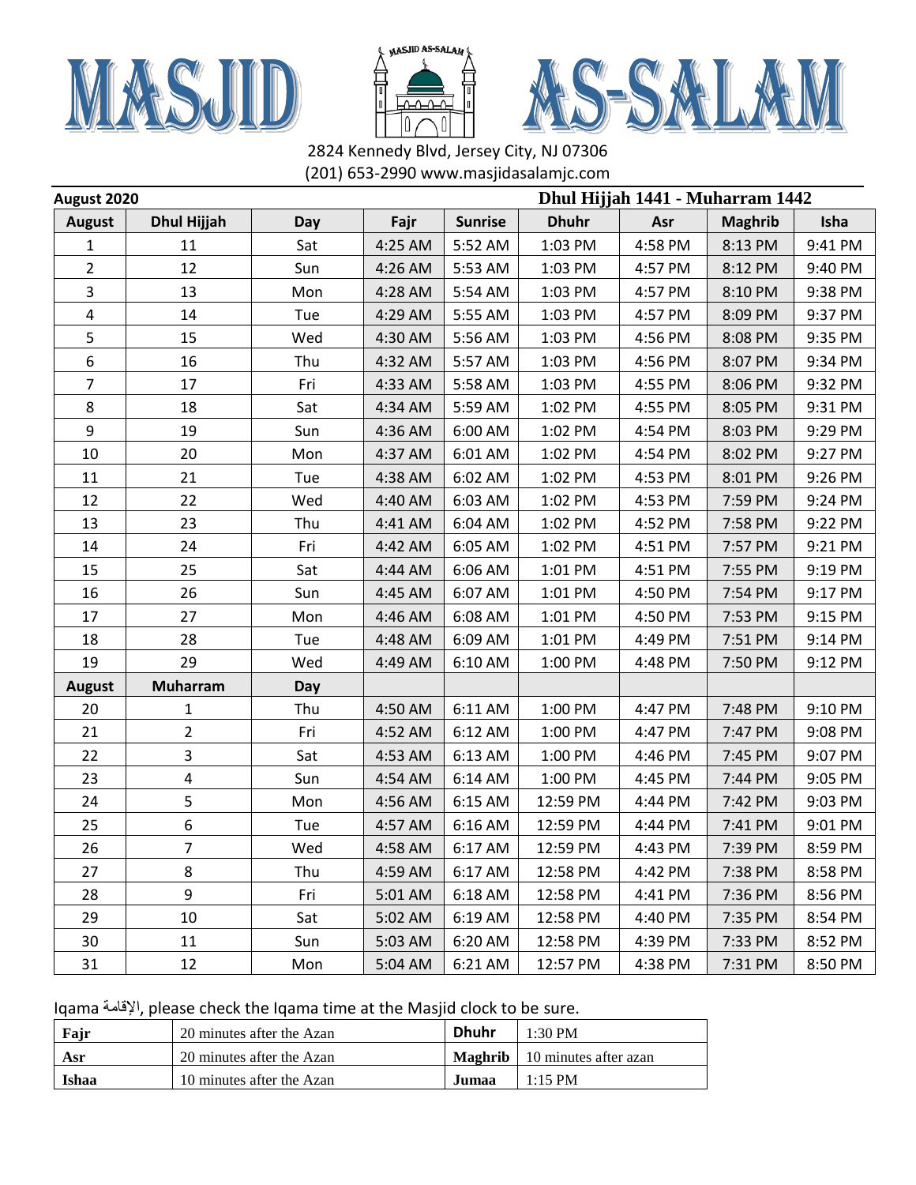# MASJID AS-SALAM

2824 Kennedy Blvd, Jersey City, NJ 07306
(201) 653-2990 www.masjidasalamjc.com

**August 2020** **Dhul Hijjah 1441 - Muharram 1442**

| August | Dhul Hijjah | Day | Fajr | Sunrise | Dhuhr | Asr | Maghrib | Isha |
|---|---|---|---|---|---|---|---|---|
| 1 | 11 | Sat | 4:25 AM | 5:52 AM | 1:03 PM | 4:58 PM | 8:13 PM | 9:41 PM |
| 2 | 12 | Sun | 4:26 AM | 5:53 AM | 1:03 PM | 4:57 PM | 8:12 PM | 9:40 PM |
| 3 | 13 | Mon | 4:28 AM | 5:54 AM | 1:03 PM | 4:57 PM | 8:10 PM | 9:38 PM |
| 4 | 14 | Tue | 4:29 AM | 5:55 AM | 1:03 PM | 4:57 PM | 8:09 PM | 9:37 PM |
| 5 | 15 | Wed | 4:30 AM | 5:56 AM | 1:03 PM | 4:56 PM | 8:08 PM | 9:35 PM |
| 6 | 16 | Thu | 4:32 AM | 5:57 AM | 1:03 PM | 4:56 PM | 8:07 PM | 9:34 PM |
| 7 | 17 | Fri | 4:33 AM | 5:58 AM | 1:03 PM | 4:55 PM | 8:06 PM | 9:32 PM |
| 8 | 18 | Sat | 4:34 AM | 5:59 AM | 1:02 PM | 4:55 PM | 8:05 PM | 9:31 PM |
| 9 | 19 | Sun | 4:36 AM | 6:00 AM | 1:02 PM | 4:54 PM | 8:03 PM | 9:29 PM |
| 10 | 20 | Mon | 4:37 AM | 6:01 AM | 1:02 PM | 4:54 PM | 8:02 PM | 9:27 PM |
| 11 | 21 | Tue | 4:38 AM | 6:02 AM | 1:02 PM | 4:53 PM | 8:01 PM | 9:26 PM |
| 12 | 22 | Wed | 4:40 AM | 6:03 AM | 1:02 PM | 4:53 PM | 7:59 PM | 9:24 PM |
| 13 | 23 | Thu | 4:41 AM | 6:04 AM | 1:02 PM | 4:52 PM | 7:58 PM | 9:22 PM |
| 14 | 24 | Fri | 4:42 AM | 6:05 AM | 1:02 PM | 4:51 PM | 7:57 PM | 9:21 PM |
| 15 | 25 | Sat | 4:44 AM | 6:06 AM | 1:01 PM | 4:51 PM | 7:55 PM | 9:19 PM |
| 16 | 26 | Sun | 4:45 AM | 6:07 AM | 1:01 PM | 4:50 PM | 7:54 PM | 9:17 PM |
| 17 | 27 | Mon | 4:46 AM | 6:08 AM | 1:01 PM | 4:50 PM | 7:53 PM | 9:15 PM |
| 18 | 28 | Tue | 4:48 AM | 6:09 AM | 1:01 PM | 4:49 PM | 7:51 PM | 9:14 PM |
| 19 | 29 | Wed | 4:49 AM | 6:10 AM | 1:00 PM | 4:48 PM | 7:50 PM | 9:12 PM |
| **August** | **Muharram** | **Day** | | | | | | |
| 20 | 1 | Thu | 4:50 AM | 6:11 AM | 1:00 PM | 4:47 PM | 7:48 PM | 9:10 PM |
| 21 | 2 | Fri | 4:52 AM | 6:12 AM | 1:00 PM | 4:47 PM | 7:47 PM | 9:08 PM |
| 22 | 3 | Sat | 4:53 AM | 6:13 AM | 1:00 PM | 4:46 PM | 7:45 PM | 9:07 PM |
| 23 | 4 | Sun | 4:54 AM | 6:14 AM | 1:00 PM | 4:45 PM | 7:44 PM | 9:05 PM |
| 24 | 5 | Mon | 4:56 AM | 6:15 AM | 12:59 PM | 4:44 PM | 7:42 PM | 9:03 PM |
| 25 | 6 | Tue | 4:57 AM | 6:16 AM | 12:59 PM | 4:44 PM | 7:41 PM | 9:01 PM |
| 26 | 7 | Wed | 4:58 AM | 6:17 AM | 12:59 PM | 4:43 PM | 7:39 PM | 8:59 PM |
| 27 | 8 | Thu | 4:59 AM | 6:17 AM | 12:58 PM | 4:42 PM | 7:38 PM | 8:58 PM |
| 28 | 9 | Fri | 5:01 AM | 6:18 AM | 12:58 PM | 4:41 PM | 7:36 PM | 8:56 PM |
| 29 | 10 | Sat | 5:02 AM | 6:19 AM | 12:58 PM | 4:40 PM | 7:35 PM | 8:54 PM |
| 30 | 11 | Sun | 5:03 AM | 6:20 AM | 12:58 PM | 4:39 PM | 7:33 PM | 8:52 PM |
| 31 | 12 | Mon | 5:04 AM | 6:21 AM | 12:57 PM | 4:38 PM | 7:31 PM | 8:50 PM |

Iqama الإقامة, please check the Iqama time at the Masjid clock to be sure.

| | | | |
|---|---|---|---|
| **Fajr** | 20 minutes after the Azan | **Dhuhr** | 1:30 PM |
| **Asr** | 20 minutes after the Azan | **Maghrib** | 10 minutes after azan |
| **Ishaa** | 10 minutes after the Azan | **Jumaa** | 1:15 PM |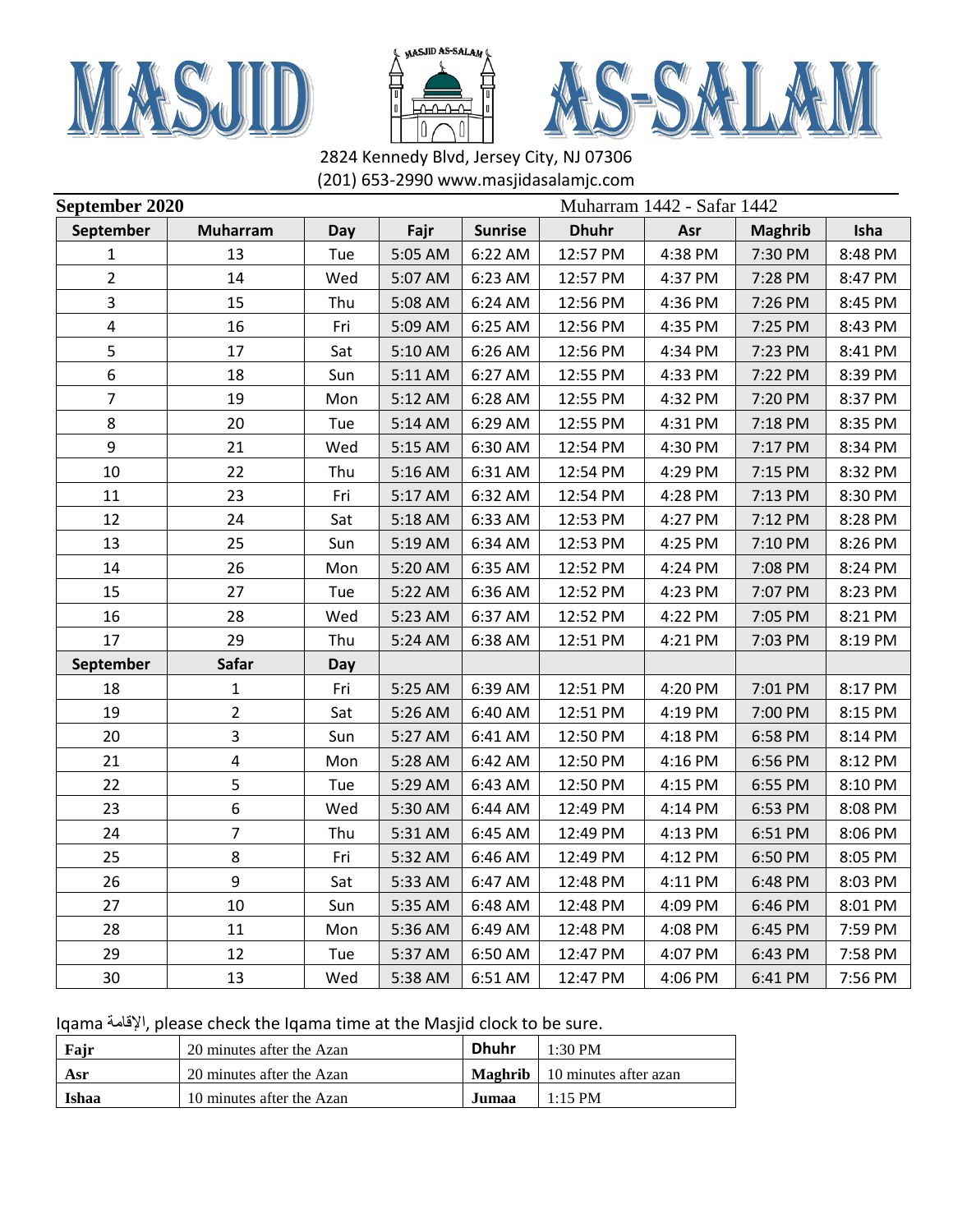# MASJID AS-SALAM

2824 Kennedy Blvd, Jersey City, NJ 07306
(201) 653-2990 www.masjidasalamjc.com

**September 2020** Muharram 1442 - Safar 1442

| September | Muharram | Day | Fajr | Sunrise | Dhuhr | Asr | Maghrib | Isha |
|---|---|---|---|---|---|---|---|---|
| 1 | 13 | Tue | 5:05 AM | 6:22 AM | 12:57 PM | 4:38 PM | 7:30 PM | 8:48 PM |
| 2 | 14 | Wed | 5:07 AM | 6:23 AM | 12:57 PM | 4:37 PM | 7:28 PM | 8:47 PM |
| 3 | 15 | Thu | 5:08 AM | 6:24 AM | 12:56 PM | 4:36 PM | 7:26 PM | 8:45 PM |
| 4 | 16 | Fri | 5:09 AM | 6:25 AM | 12:56 PM | 4:35 PM | 7:25 PM | 8:43 PM |
| 5 | 17 | Sat | 5:10 AM | 6:26 AM | 12:56 PM | 4:34 PM | 7:23 PM | 8:41 PM |
| 6 | 18 | Sun | 5:11 AM | 6:27 AM | 12:55 PM | 4:33 PM | 7:22 PM | 8:39 PM |
| 7 | 19 | Mon | 5:12 AM | 6:28 AM | 12:55 PM | 4:32 PM | 7:20 PM | 8:37 PM |
| 8 | 20 | Tue | 5:14 AM | 6:29 AM | 12:55 PM | 4:31 PM | 7:18 PM | 8:35 PM |
| 9 | 21 | Wed | 5:15 AM | 6:30 AM | 12:54 PM | 4:30 PM | 7:17 PM | 8:34 PM |
| 10 | 22 | Thu | 5:16 AM | 6:31 AM | 12:54 PM | 4:29 PM | 7:15 PM | 8:32 PM |
| 11 | 23 | Fri | 5:17 AM | 6:32 AM | 12:54 PM | 4:28 PM | 7:13 PM | 8:30 PM |
| 12 | 24 | Sat | 5:18 AM | 6:33 AM | 12:53 PM | 4:27 PM | 7:12 PM | 8:28 PM |
| 13 | 25 | Sun | 5:19 AM | 6:34 AM | 12:53 PM | 4:25 PM | 7:10 PM | 8:26 PM |
| 14 | 26 | Mon | 5:20 AM | 6:35 AM | 12:52 PM | 4:24 PM | 7:08 PM | 8:24 PM |
| 15 | 27 | Tue | 5:22 AM | 6:36 AM | 12:52 PM | 4:23 PM | 7:07 PM | 8:23 PM |
| 16 | 28 | Wed | 5:23 AM | 6:37 AM | 12:52 PM | 4:22 PM | 7:05 PM | 8:21 PM |
| 17 | 29 | Thu | 5:24 AM | 6:38 AM | 12:51 PM | 4:21 PM | 7:03 PM | 8:19 PM |
| **September** | **Safar** | **Day** | | | | | | |
| 18 | 1 | Fri | 5:25 AM | 6:39 AM | 12:51 PM | 4:20 PM | 7:01 PM | 8:17 PM |
| 19 | 2 | Sat | 5:26 AM | 6:40 AM | 12:51 PM | 4:19 PM | 7:00 PM | 8:15 PM |
| 20 | 3 | Sun | 5:27 AM | 6:41 AM | 12:50 PM | 4:18 PM | 6:58 PM | 8:14 PM |
| 21 | 4 | Mon | 5:28 AM | 6:42 AM | 12:50 PM | 4:16 PM | 6:56 PM | 8:12 PM |
| 22 | 5 | Tue | 5:29 AM | 6:43 AM | 12:50 PM | 4:15 PM | 6:55 PM | 8:10 PM |
| 23 | 6 | Wed | 5:30 AM | 6:44 AM | 12:49 PM | 4:14 PM | 6:53 PM | 8:08 PM |
| 24 | 7 | Thu | 5:31 AM | 6:45 AM | 12:49 PM | 4:13 PM | 6:51 PM | 8:06 PM |
| 25 | 8 | Fri | 5:32 AM | 6:46 AM | 12:49 PM | 4:12 PM | 6:50 PM | 8:05 PM |
| 26 | 9 | Sat | 5:33 AM | 6:47 AM | 12:48 PM | 4:11 PM | 6:48 PM | 8:03 PM |
| 27 | 10 | Sun | 5:35 AM | 6:48 AM | 12:48 PM | 4:09 PM | 6:46 PM | 8:01 PM |
| 28 | 11 | Mon | 5:36 AM | 6:49 AM | 12:48 PM | 4:08 PM | 6:45 PM | 7:59 PM |
| 29 | 12 | Tue | 5:37 AM | 6:50 AM | 12:47 PM | 4:07 PM | 6:43 PM | 7:58 PM |
| 30 | 13 | Wed | 5:38 AM | 6:51 AM | 12:47 PM | 4:06 PM | 6:41 PM | 7:56 PM |

Iqama الإقامة, please check the Iqama time at the Masjid clock to be sure.

| **Fajr** | 20 minutes after the Azan | **Dhuhr** | 1:30 PM |
|---|---|---|---|
| **Asr** | 20 minutes after the Azan | **Maghrib** | 10 minutes after azan |
| **Ishaa** | 10 minutes after the Azan | **Jumaa** | 1:15 PM |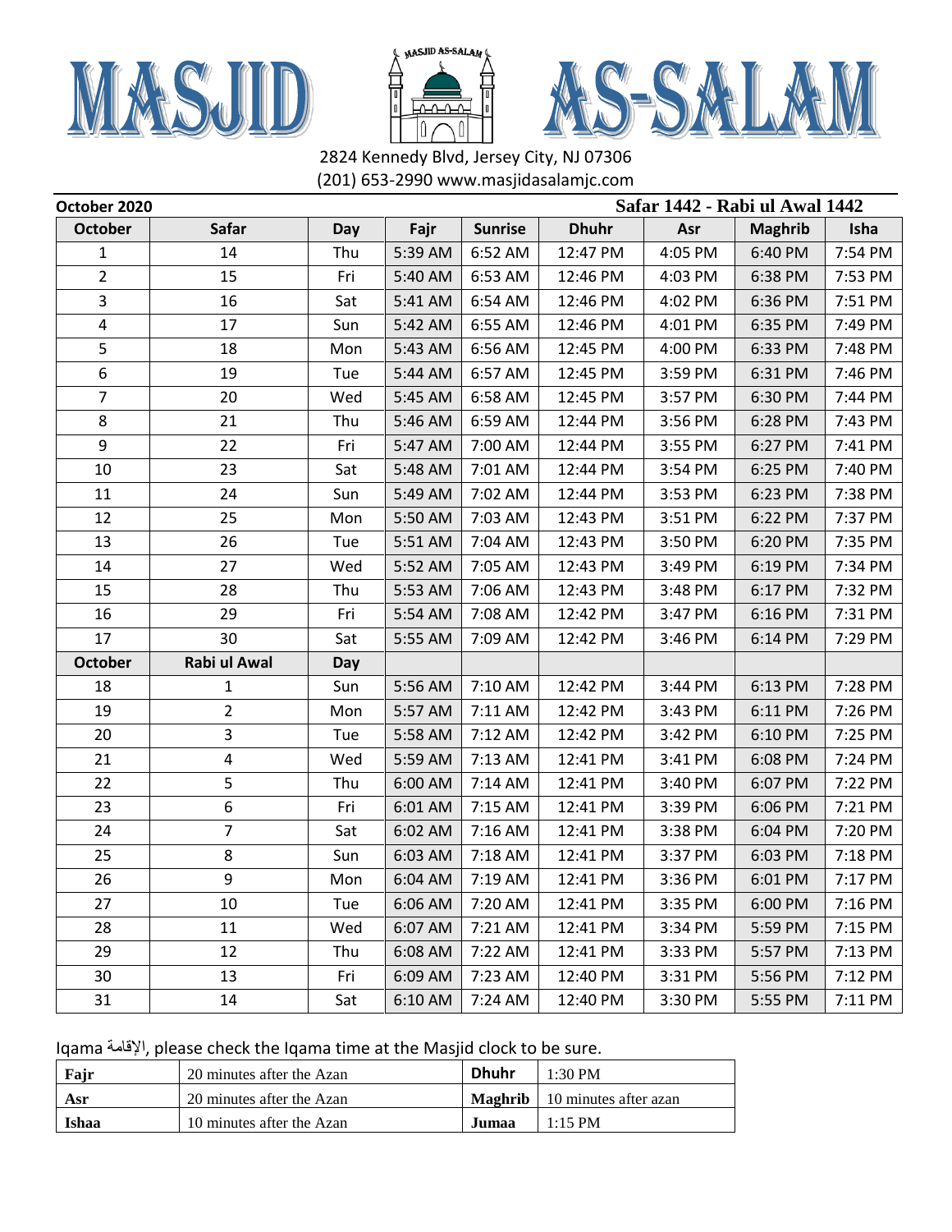# MASJID AS-SALAM

2824 Kennedy Blvd, Jersey City, NJ 07306
(201) 653-2990 www.masjidasalamjc.com

**October 2020** — **Safar 1442 - Rabi ul Awal 1442**

| October | Safar | Day | Fajr | Sunrise | Dhuhr | Asr | Maghrib | Isha |
|---|---|---|---|---|---|---|---|---|
| 1 | 14 | Thu | 5:39 AM | 6:52 AM | 12:47 PM | 4:05 PM | 6:40 PM | 7:54 PM |
| 2 | 15 | Fri | 5:40 AM | 6:53 AM | 12:46 PM | 4:03 PM | 6:38 PM | 7:53 PM |
| 3 | 16 | Sat | 5:41 AM | 6:54 AM | 12:46 PM | 4:02 PM | 6:36 PM | 7:51 PM |
| 4 | 17 | Sun | 5:42 AM | 6:55 AM | 12:46 PM | 4:01 PM | 6:35 PM | 7:49 PM |
| 5 | 18 | Mon | 5:43 AM | 6:56 AM | 12:45 PM | 4:00 PM | 6:33 PM | 7:48 PM |
| 6 | 19 | Tue | 5:44 AM | 6:57 AM | 12:45 PM | 3:59 PM | 6:31 PM | 7:46 PM |
| 7 | 20 | Wed | 5:45 AM | 6:58 AM | 12:45 PM | 3:57 PM | 6:30 PM | 7:44 PM |
| 8 | 21 | Thu | 5:46 AM | 6:59 AM | 12:44 PM | 3:56 PM | 6:28 PM | 7:43 PM |
| 9 | 22 | Fri | 5:47 AM | 7:00 AM | 12:44 PM | 3:55 PM | 6:27 PM | 7:41 PM |
| 10 | 23 | Sat | 5:48 AM | 7:01 AM | 12:44 PM | 3:54 PM | 6:25 PM | 7:40 PM |
| 11 | 24 | Sun | 5:49 AM | 7:02 AM | 12:44 PM | 3:53 PM | 6:23 PM | 7:38 PM |
| 12 | 25 | Mon | 5:50 AM | 7:03 AM | 12:43 PM | 3:51 PM | 6:22 PM | 7:37 PM |
| 13 | 26 | Tue | 5:51 AM | 7:04 AM | 12:43 PM | 3:50 PM | 6:20 PM | 7:35 PM |
| 14 | 27 | Wed | 5:52 AM | 7:05 AM | 12:43 PM | 3:49 PM | 6:19 PM | 7:34 PM |
| 15 | 28 | Thu | 5:53 AM | 7:06 AM | 12:43 PM | 3:48 PM | 6:17 PM | 7:32 PM |
| 16 | 29 | Fri | 5:54 AM | 7:08 AM | 12:42 PM | 3:47 PM | 6:16 PM | 7:31 PM |
| 17 | 30 | Sat | 5:55 AM | 7:09 AM | 12:42 PM | 3:46 PM | 6:14 PM | 7:29 PM |
| **October** | **Rabi ul Awal** | **Day** | | | | | | |
| 18 | 1 | Sun | 5:56 AM | 7:10 AM | 12:42 PM | 3:44 PM | 6:13 PM | 7:28 PM |
| 19 | 2 | Mon | 5:57 AM | 7:11 AM | 12:42 PM | 3:43 PM | 6:11 PM | 7:26 PM |
| 20 | 3 | Tue | 5:58 AM | 7:12 AM | 12:42 PM | 3:42 PM | 6:10 PM | 7:25 PM |
| 21 | 4 | Wed | 5:59 AM | 7:13 AM | 12:41 PM | 3:41 PM | 6:08 PM | 7:24 PM |
| 22 | 5 | Thu | 6:00 AM | 7:14 AM | 12:41 PM | 3:40 PM | 6:07 PM | 7:22 PM |
| 23 | 6 | Fri | 6:01 AM | 7:15 AM | 12:41 PM | 3:39 PM | 6:06 PM | 7:21 PM |
| 24 | 7 | Sat | 6:02 AM | 7:16 AM | 12:41 PM | 3:38 PM | 6:04 PM | 7:20 PM |
| 25 | 8 | Sun | 6:03 AM | 7:18 AM | 12:41 PM | 3:37 PM | 6:03 PM | 7:18 PM |
| 26 | 9 | Mon | 6:04 AM | 7:19 AM | 12:41 PM | 3:36 PM | 6:01 PM | 7:17 PM |
| 27 | 10 | Tue | 6:06 AM | 7:20 AM | 12:41 PM | 3:35 PM | 6:00 PM | 7:16 PM |
| 28 | 11 | Wed | 6:07 AM | 7:21 AM | 12:41 PM | 3:34 PM | 5:59 PM | 7:15 PM |
| 29 | 12 | Thu | 6:08 AM | 7:22 AM | 12:41 PM | 3:33 PM | 5:57 PM | 7:13 PM |
| 30 | 13 | Fri | 6:09 AM | 7:23 AM | 12:40 PM | 3:31 PM | 5:56 PM | 7:12 PM |
| 31 | 14 | Sat | 6:10 AM | 7:24 AM | 12:40 PM | 3:30 PM | 5:55 PM | 7:11 PM |

Iqama الإقامة, please check the Iqama time at the Masjid clock to be sure.

| | | | |
|---|---|---|---|
| **Fajr** | 20 minutes after the Azan | **Dhuhr** | 1:30 PM |
| **Asr** | 20 minutes after the Azan | **Maghrib** | 10 minutes after azan |
| **Ishaa** | 10 minutes after the Azan | **Jumaa** | 1:15 PM |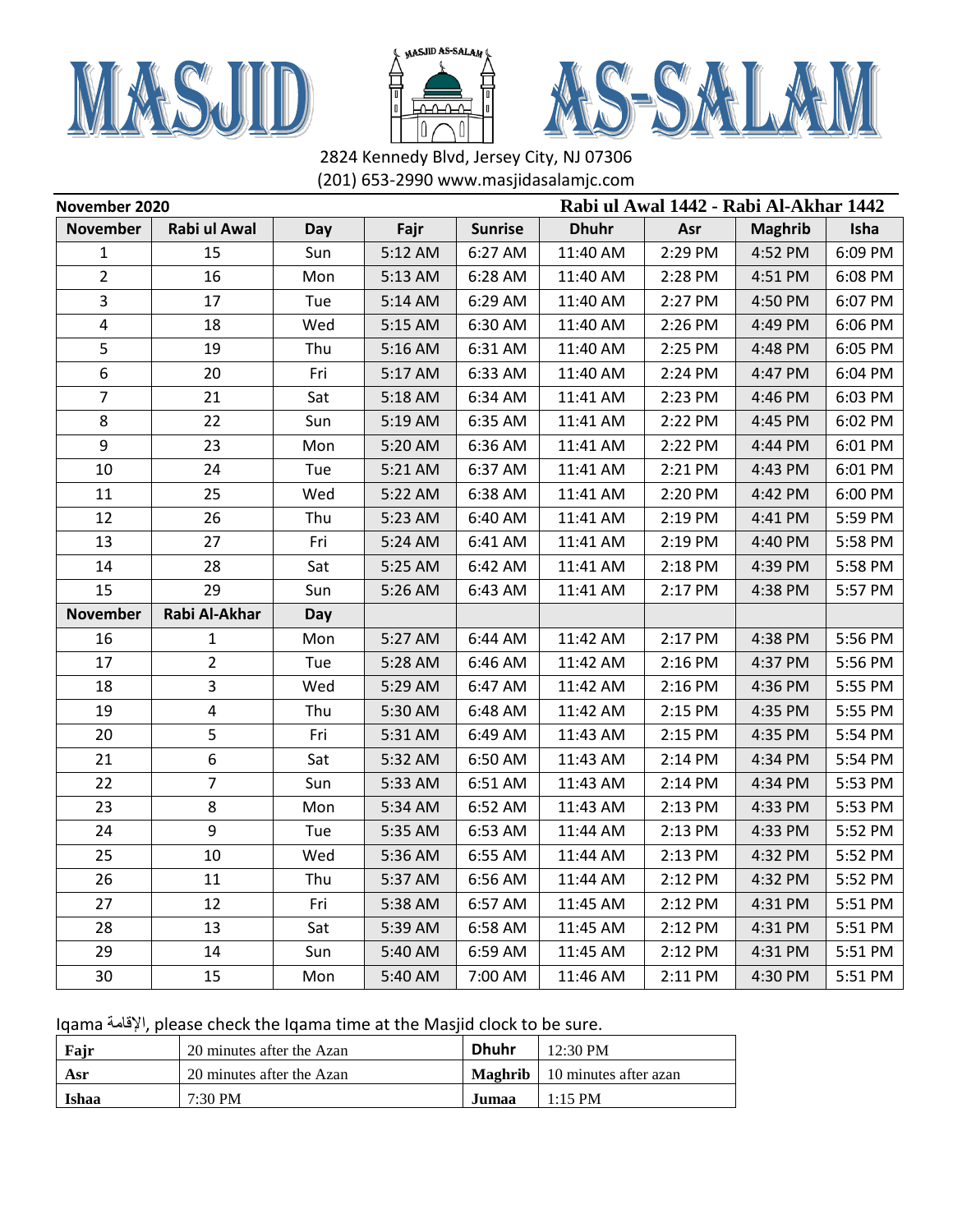# MASJID AS-SALAM

2824 Kennedy Blvd, Jersey City, NJ 07306
(201) 653-2990 www.masjidasalamjc.com

**November 2020** | **Rabi ul Awal 1442 - Rabi Al-Akhar 1442**

| November | Rabi ul Awal | Day | Fajr | Sunrise | Dhuhr | Asr | Maghrib | Isha |
|---|---|---|---|---|---|---|---|---|
| 1 | 15 | Sun | 5:12 AM | 6:27 AM | 11:40 AM | 2:29 PM | 4:52 PM | 6:09 PM |
| 2 | 16 | Mon | 5:13 AM | 6:28 AM | 11:40 AM | 2:28 PM | 4:51 PM | 6:08 PM |
| 3 | 17 | Tue | 5:14 AM | 6:29 AM | 11:40 AM | 2:27 PM | 4:50 PM | 6:07 PM |
| 4 | 18 | Wed | 5:15 AM | 6:30 AM | 11:40 AM | 2:26 PM | 4:49 PM | 6:06 PM |
| 5 | 19 | Thu | 5:16 AM | 6:31 AM | 11:40 AM | 2:25 PM | 4:48 PM | 6:05 PM |
| 6 | 20 | Fri | 5:17 AM | 6:33 AM | 11:40 AM | 2:24 PM | 4:47 PM | 6:04 PM |
| 7 | 21 | Sat | 5:18 AM | 6:34 AM | 11:41 AM | 2:23 PM | 4:46 PM | 6:03 PM |
| 8 | 22 | Sun | 5:19 AM | 6:35 AM | 11:41 AM | 2:22 PM | 4:45 PM | 6:02 PM |
| 9 | 23 | Mon | 5:20 AM | 6:36 AM | 11:41 AM | 2:22 PM | 4:44 PM | 6:01 PM |
| 10 | 24 | Tue | 5:21 AM | 6:37 AM | 11:41 AM | 2:21 PM | 4:43 PM | 6:01 PM |
| 11 | 25 | Wed | 5:22 AM | 6:38 AM | 11:41 AM | 2:20 PM | 4:42 PM | 6:00 PM |
| 12 | 26 | Thu | 5:23 AM | 6:40 AM | 11:41 AM | 2:19 PM | 4:41 PM | 5:59 PM |
| 13 | 27 | Fri | 5:24 AM | 6:41 AM | 11:41 AM | 2:19 PM | 4:40 PM | 5:58 PM |
| 14 | 28 | Sat | 5:25 AM | 6:42 AM | 11:41 AM | 2:18 PM | 4:39 PM | 5:58 PM |
| 15 | 29 | Sun | 5:26 AM | 6:43 AM | 11:41 AM | 2:17 PM | 4:38 PM | 5:57 PM |
| **November** | **Rabi Al-Akhar** | **Day** | | | | | | |
| 16 | 1 | Mon | 5:27 AM | 6:44 AM | 11:42 AM | 2:17 PM | 4:38 PM | 5:56 PM |
| 17 | 2 | Tue | 5:28 AM | 6:46 AM | 11:42 AM | 2:16 PM | 4:37 PM | 5:56 PM |
| 18 | 3 | Wed | 5:29 AM | 6:47 AM | 11:42 AM | 2:16 PM | 4:36 PM | 5:55 PM |
| 19 | 4 | Thu | 5:30 AM | 6:48 AM | 11:42 AM | 2:15 PM | 4:35 PM | 5:55 PM |
| 20 | 5 | Fri | 5:31 AM | 6:49 AM | 11:43 AM | 2:15 PM | 4:35 PM | 5:54 PM |
| 21 | 6 | Sat | 5:32 AM | 6:50 AM | 11:43 AM | 2:14 PM | 4:34 PM | 5:54 PM |
| 22 | 7 | Sun | 5:33 AM | 6:51 AM | 11:43 AM | 2:14 PM | 4:34 PM | 5:53 PM |
| 23 | 8 | Mon | 5:34 AM | 6:52 AM | 11:43 AM | 2:13 PM | 4:33 PM | 5:53 PM |
| 24 | 9 | Tue | 5:35 AM | 6:53 AM | 11:44 AM | 2:13 PM | 4:33 PM | 5:52 PM |
| 25 | 10 | Wed | 5:36 AM | 6:55 AM | 11:44 AM | 2:13 PM | 4:32 PM | 5:52 PM |
| 26 | 11 | Thu | 5:37 AM | 6:56 AM | 11:44 AM | 2:12 PM | 4:32 PM | 5:52 PM |
| 27 | 12 | Fri | 5:38 AM | 6:57 AM | 11:45 AM | 2:12 PM | 4:31 PM | 5:51 PM |
| 28 | 13 | Sat | 5:39 AM | 6:58 AM | 11:45 AM | 2:12 PM | 4:31 PM | 5:51 PM |
| 29 | 14 | Sun | 5:40 AM | 6:59 AM | 11:45 AM | 2:12 PM | 4:31 PM | 5:51 PM |
| 30 | 15 | Mon | 5:40 AM | 7:00 AM | 11:46 AM | 2:11 PM | 4:30 PM | 5:51 PM |

Iqama الإقامة, please check the Iqama time at the Masjid clock to be sure.

| | | | |
|---|---|---|---|
| **Fajr** | 20 minutes after the Azan | **Dhuhr** | 12:30 PM |
| **Asr** | 20 minutes after the Azan | **Maghrib** | 10 minutes after azan |
| **Ishaa** | 7:30 PM | **Jumaa** | 1:15 PM |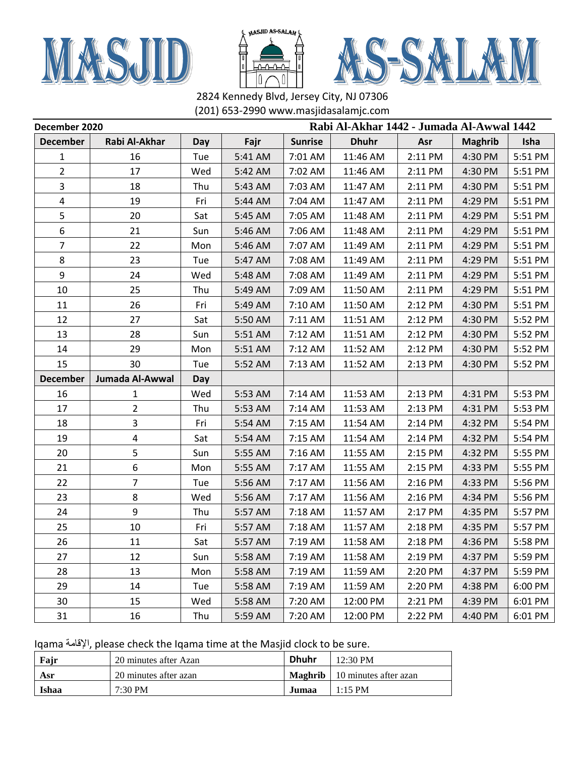# MASJID AS-SALAM

2824 Kennedy Blvd, Jersey City, NJ 07306
(201) 653-2990 www.masjidasalamjc.com

**December 2020** **Rabi Al-Akhar 1442 - Jumada Al-Awwal 1442**

| December | Rabi Al-Akhar | Day | Fajr | Sunrise | Dhuhr | Asr | Maghrib | Isha |
|---|---|---|---|---|---|---|---|---|
| 1 | 16 | Tue | 5:41 AM | 7:01 AM | 11:46 AM | 2:11 PM | 4:30 PM | 5:51 PM |
| 2 | 17 | Wed | 5:42 AM | 7:02 AM | 11:46 AM | 2:11 PM | 4:30 PM | 5:51 PM |
| 3 | 18 | Thu | 5:43 AM | 7:03 AM | 11:47 AM | 2:11 PM | 4:30 PM | 5:51 PM |
| 4 | 19 | Fri | 5:44 AM | 7:04 AM | 11:47 AM | 2:11 PM | 4:29 PM | 5:51 PM |
| 5 | 20 | Sat | 5:45 AM | 7:05 AM | 11:48 AM | 2:11 PM | 4:29 PM | 5:51 PM |
| 6 | 21 | Sun | 5:46 AM | 7:06 AM | 11:48 AM | 2:11 PM | 4:29 PM | 5:51 PM |
| 7 | 22 | Mon | 5:46 AM | 7:07 AM | 11:49 AM | 2:11 PM | 4:29 PM | 5:51 PM |
| 8 | 23 | Tue | 5:47 AM | 7:08 AM | 11:49 AM | 2:11 PM | 4:29 PM | 5:51 PM |
| 9 | 24 | Wed | 5:48 AM | 7:08 AM | 11:49 AM | 2:11 PM | 4:29 PM | 5:51 PM |
| 10 | 25 | Thu | 5:49 AM | 7:09 AM | 11:50 AM | 2:11 PM | 4:29 PM | 5:51 PM |
| 11 | 26 | Fri | 5:49 AM | 7:10 AM | 11:50 AM | 2:12 PM | 4:30 PM | 5:51 PM |
| 12 | 27 | Sat | 5:50 AM | 7:11 AM | 11:51 AM | 2:12 PM | 4:30 PM | 5:52 PM |
| 13 | 28 | Sun | 5:51 AM | 7:12 AM | 11:51 AM | 2:12 PM | 4:30 PM | 5:52 PM |
| 14 | 29 | Mon | 5:51 AM | 7:12 AM | 11:52 AM | 2:12 PM | 4:30 PM | 5:52 PM |
| 15 | 30 | Tue | 5:52 AM | 7:13 AM | 11:52 AM | 2:13 PM | 4:30 PM | 5:52 PM |
| **December** | **Jumada Al-Awwal** | **Day** | | | | | | |
| 16 | 1 | Wed | 5:53 AM | 7:14 AM | 11:53 AM | 2:13 PM | 4:31 PM | 5:53 PM |
| 17 | 2 | Thu | 5:53 AM | 7:14 AM | 11:53 AM | 2:13 PM | 4:31 PM | 5:53 PM |
| 18 | 3 | Fri | 5:54 AM | 7:15 AM | 11:54 AM | 2:14 PM | 4:32 PM | 5:54 PM |
| 19 | 4 | Sat | 5:54 AM | 7:15 AM | 11:54 AM | 2:14 PM | 4:32 PM | 5:54 PM |
| 20 | 5 | Sun | 5:55 AM | 7:16 AM | 11:55 AM | 2:15 PM | 4:32 PM | 5:55 PM |
| 21 | 6 | Mon | 5:55 AM | 7:17 AM | 11:55 AM | 2:15 PM | 4:33 PM | 5:55 PM |
| 22 | 7 | Tue | 5:56 AM | 7:17 AM | 11:56 AM | 2:16 PM | 4:33 PM | 5:56 PM |
| 23 | 8 | Wed | 5:56 AM | 7:17 AM | 11:56 AM | 2:16 PM | 4:34 PM | 5:56 PM |
| 24 | 9 | Thu | 5:57 AM | 7:18 AM | 11:57 AM | 2:17 PM | 4:35 PM | 5:57 PM |
| 25 | 10 | Fri | 5:57 AM | 7:18 AM | 11:57 AM | 2:18 PM | 4:35 PM | 5:57 PM |
| 26 | 11 | Sat | 5:57 AM | 7:19 AM | 11:58 AM | 2:18 PM | 4:36 PM | 5:58 PM |
| 27 | 12 | Sun | 5:58 AM | 7:19 AM | 11:58 AM | 2:19 PM | 4:37 PM | 5:59 PM |
| 28 | 13 | Mon | 5:58 AM | 7:19 AM | 11:59 AM | 2:20 PM | 4:37 PM | 5:59 PM |
| 29 | 14 | Tue | 5:58 AM | 7:19 AM | 11:59 AM | 2:20 PM | 4:38 PM | 6:00 PM |
| 30 | 15 | Wed | 5:58 AM | 7:20 AM | 12:00 PM | 2:21 PM | 4:39 PM | 6:01 PM |
| 31 | 16 | Thu | 5:59 AM | 7:20 AM | 12:00 PM | 2:22 PM | 4:40 PM | 6:01 PM |

Iqama الإقامة, please check the Iqama time at the Masjid clock to be sure.

| | | | |
|---|---|---|---|
| **Fajr** | 20 minutes after Azan | **Dhuhr** | 12:30 PM |
| **Asr** | 20 minutes after azan | **Maghrib** | 10 minutes after azan |
| **Ishaa** | 7:30 PM | **Jumaa** | 1:15 PM |